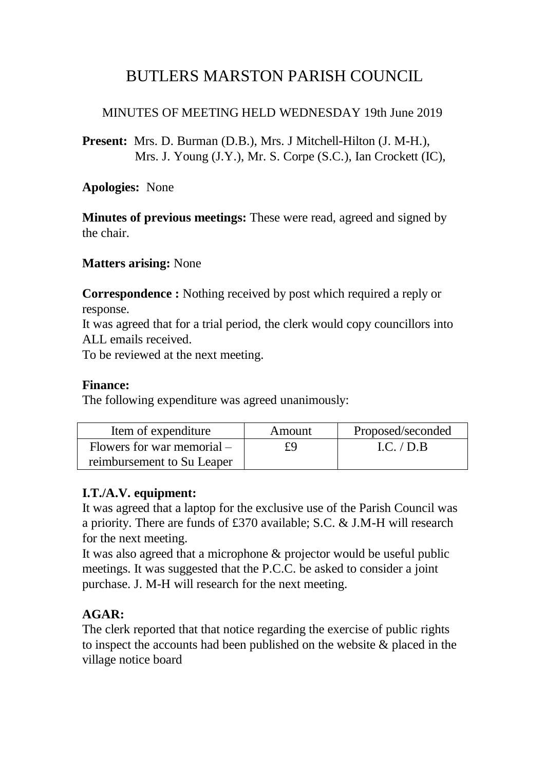# BUTLERS MARSTON PARISH COUNCIL

MINUTES OF MEETING HELD WEDNESDAY 19th June 2019

**Present:** Mrs. D. Burman (D.B.), Mrs. J Mitchell-Hilton (J. M-H.), Mrs. J. Young (J.Y.), Mr. S. Corpe (S.C.), Ian Crockett (IC),

**Apologies:** None

**Minutes of previous meetings:** These were read, agreed and signed by the chair.

**Matters arising:** None

**Correspondence :** Nothing received by post which required a reply or response.
It was agreed that for a trial period, the clerk would copy councillors into ALL emails received.
To be reviewed at the next meeting.

**Finance:**
The following expenditure was agreed unanimously:

| Item of expenditure | Amount | Proposed/seconded |
|---|---|---|
| Flowers for war memorial – reimbursement to Su Leaper | £9 | I.C. / D.B |

**I.T./A.V. equipment:**
It was agreed that a laptop for the exclusive use of the Parish Council was a priority. There are funds of £370 available; S.C. & J.M-H will research for the next meeting.
It was also agreed that a microphone & projector would be useful public meetings. It was suggested that the P.C.C. be asked to consider a joint purchase. J. M-H will research for the next meeting.

**AGAR:**
The clerk reported that that notice regarding the exercise of public rights to inspect the accounts had been published on the website & placed in the village notice board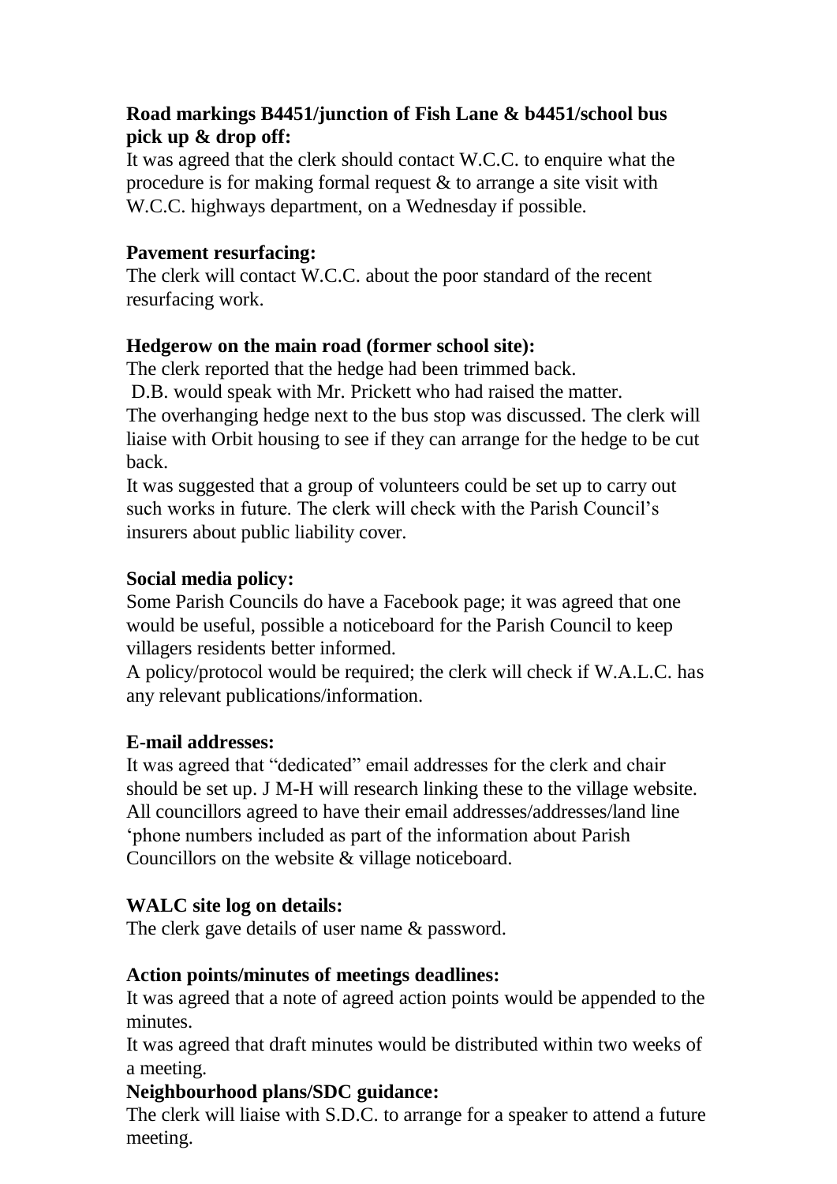**Road markings B4451/junction of Fish Lane & b4451/school bus pick up & drop off:**
It was agreed that the clerk should contact W.C.C. to enquire what the procedure is for making formal request & to arrange a site visit with W.C.C. highways department, on a Wednesday if possible.

**Pavement resurfacing:**
The clerk will contact W.C.C. about the poor standard of the recent resurfacing work.

**Hedgerow on the main road (former school site):**
The clerk reported that the hedge had been trimmed back.
D.B. would speak with Mr. Prickett who had raised the matter.
The overhanging hedge next to the bus stop was discussed. The clerk will liaise with Orbit housing to see if they can arrange for the hedge to be cut back.
It was suggested that a group of volunteers could be set up to carry out such works in future. The clerk will check with the Parish Council's insurers about public liability cover.

**Social media policy:**
Some Parish Councils do have a Facebook page; it was agreed that one would be useful, possible a noticeboard for the Parish Council to keep villagers residents better informed.
A policy/protocol would be required; the clerk will check if W.A.L.C. has any relevant publications/information.

**E-mail addresses:**
It was agreed that "dedicated" email addresses for the clerk and chair should be set up. J M-H will research linking these to the village website.
All councillors agreed to have their email addresses/addresses/land line 'phone numbers included as part of the information about Parish Councillors on the website & village noticeboard.

**WALC site log on details:**
The clerk gave details of user name & password.

**Action points/minutes of meetings deadlines:**
It was agreed that a note of agreed action points would be appended to the minutes.
It was agreed that draft minutes would be distributed within two weeks of a meeting.

**Neighbourhood plans/SDC guidance:**
The clerk will liaise with S.D.C. to arrange for a speaker to attend a future meeting.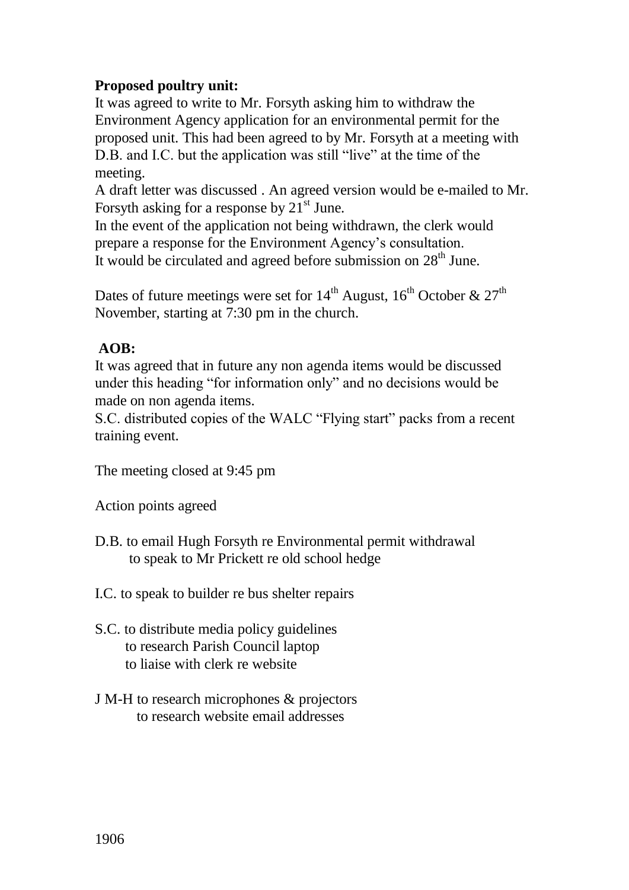**Proposed poultry unit:**
It was agreed to write to Mr. Forsyth asking him to withdraw the Environment Agency application for an environmental permit for the proposed unit. This had been agreed to by Mr. Forsyth at a meeting with D.B. and I.C. but the application was still "live" at the time of the meeting.
A draft letter was discussed . An agreed version would be e-mailed to Mr. Forsyth asking for a response by 21st June.
In the event of the application not being withdrawn, the clerk would prepare a response for the Environment Agency's consultation.
It would be circulated and agreed before submission on 28th June.

Dates of future meetings were set for 14th August, 16th October & 27th November, starting at 7:30 pm in the church.

**AOB:**
It was agreed that in future any non agenda items would be discussed under this heading "for information only" and no decisions would be made on non agenda items.
S.C. distributed copies of the WALC "Flying start" packs from a recent training event.

The meeting closed at 9:45 pm

Action points agreed

D.B. to email Hugh Forsyth re Environmental permit withdrawal
to speak to Mr Prickett re old school hedge

I.C. to speak to builder re bus shelter repairs

S.C. to distribute media policy guidelines
to research Parish Council laptop
to liaise with clerk re website

J M-H to research microphones & projectors
to research website email addresses